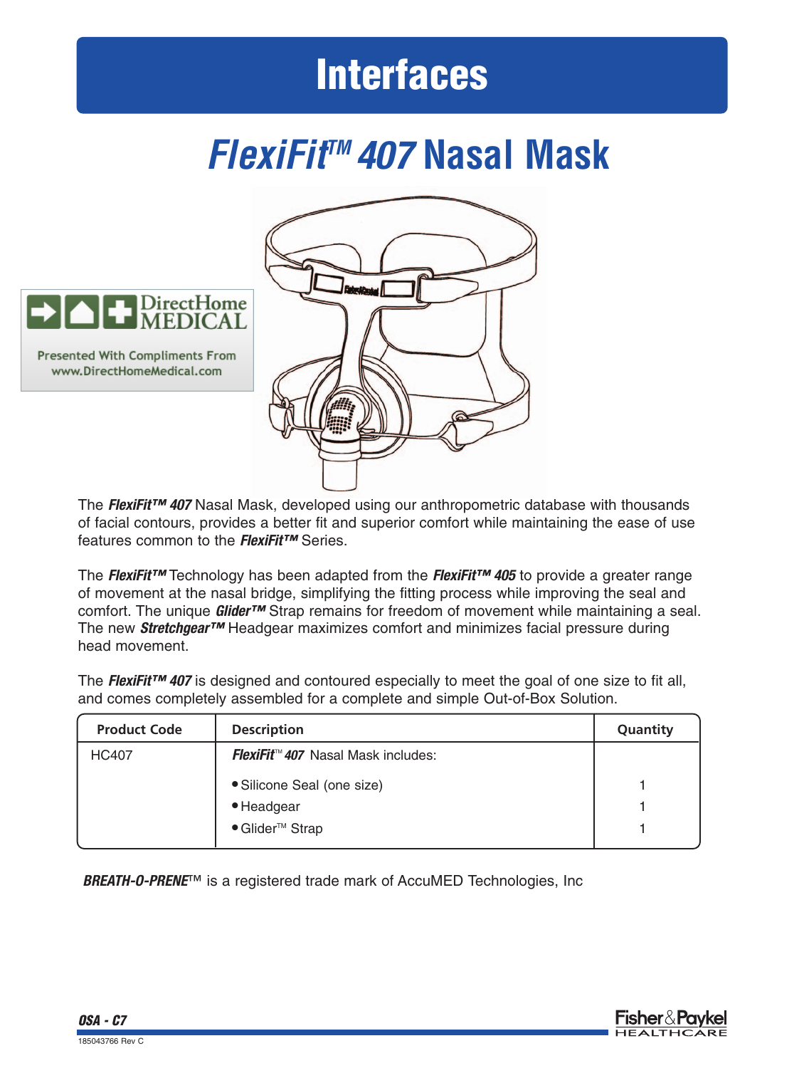# Interfaces

## *FlexiFit™ 407* Nasal Mask

DirectHome MEDICAL

Presented With Compliments From
www.DirectHomeMedical.com

The ***FlexiFit™ 407*** Nasal Mask, developed using our anthropometric database with thousands of facial contours, provides a better fit and superior comfort while maintaining the ease of use features common to the ***FlexiFit™*** Series.

The ***FlexiFit™*** Technology has been adapted from the ***FlexiFit™ 405*** to provide a greater range of movement at the nasal bridge, simplifying the fitting process while improving the seal and comfort. The unique ***Glider™*** Strap remains for freedom of movement while maintaining a seal. The new ***Stretchgear™*** Headgear maximizes comfort and minimizes facial pressure during head movement.

The ***FlexiFit™ 407*** is designed and contoured especially to meet the goal of one size to fit all, and comes completely assembled for a complete and simple Out-of-Box Solution.

| Product Code | Description | Quantity |
|---|---|---|
| HC407 | ***FlexiFit™ 407*** Nasal Mask includes: | |
| | • Silicone Seal (one size) | 1 |
| | • Headgear | 1 |
| | • Glider™ Strap | 1 |

***BREATH-O-PRENE***™ is a registered trade mark of AccuMED Technologies, Inc

***OSA - C7***

185043766 Rev C

Fisher&Paykel HEALTHCARE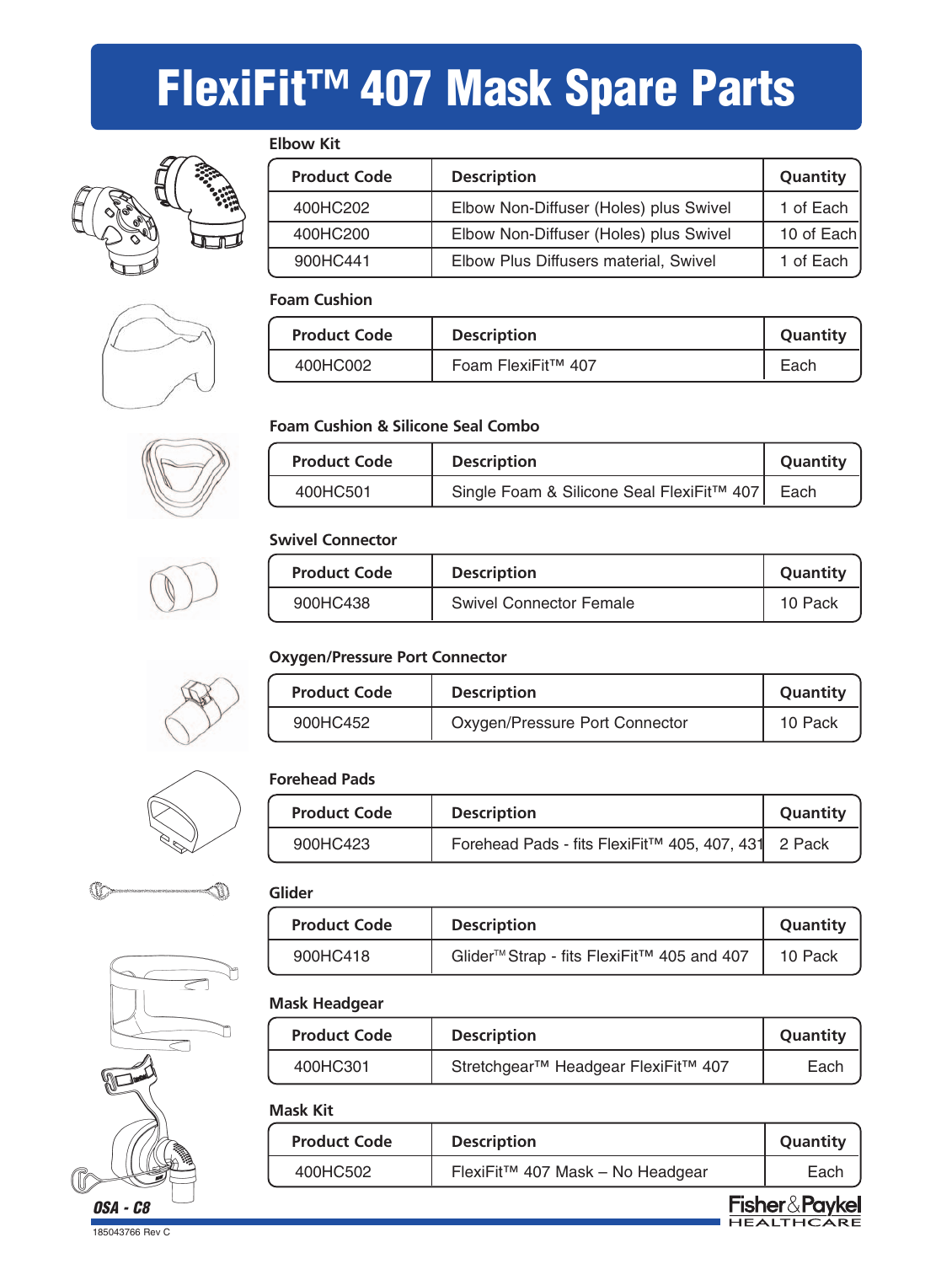# FlexiFit™ 407 Mask Spare Parts

### Elbow Kit

| Product Code | Description | Quantity |
|---|---|---|
| 400HC202 | Elbow Non-Diffuser (Holes) plus Swivel | 1 of Each |
| 400HC200 | Elbow Non-Diffuser (Holes) plus Swivel | 10 of Each |
| 900HC441 | Elbow Plus Diffusers material, Swivel | 1 of Each |

### Foam Cushion

| Product Code | Description | Quantity |
|---|---|---|
| 400HC002 | Foam FlexiFit™ 407 | Each |

### Foam Cushion & Silicone Seal Combo

| Product Code | Description | Quantity |
|---|---|---|
| 400HC501 | Single Foam & Silicone Seal FlexiFit™ 407 | Each |

### Swivel Connector

| Product Code | Description | Quantity |
|---|---|---|
| 900HC438 | Swivel Connector Female | 10 Pack |

### Oxygen/Pressure Port Connector

| Product Code | Description | Quantity |
|---|---|---|
| 900HC452 | Oxygen/Pressure Port Connector | 10 Pack |

### Forehead Pads

| Product Code | Description | Quantity |
|---|---|---|
| 900HC423 | Forehead Pads - fits FlexiFit™ 405, 407, 431 | 2 Pack |

### Glider

| Product Code | Description | Quantity |
|---|---|---|
| 900HC418 | Glider™ Strap - fits FlexiFit™ 405 and 407 | 10 Pack |

### Mask Headgear

| Product Code | Description | Quantity |
|---|---|---|
| 400HC301 | Stretchgear™ Headgear FlexiFit™ 407 | Each |

### Mask Kit

| Product Code | Description | Quantity |
|---|---|---|
| 400HC502 | FlexiFit™ 407 Mask – No Headgear | Each |

OSA - C8

Fisher&Paykel HEALTHCARE

185043766 Rev C